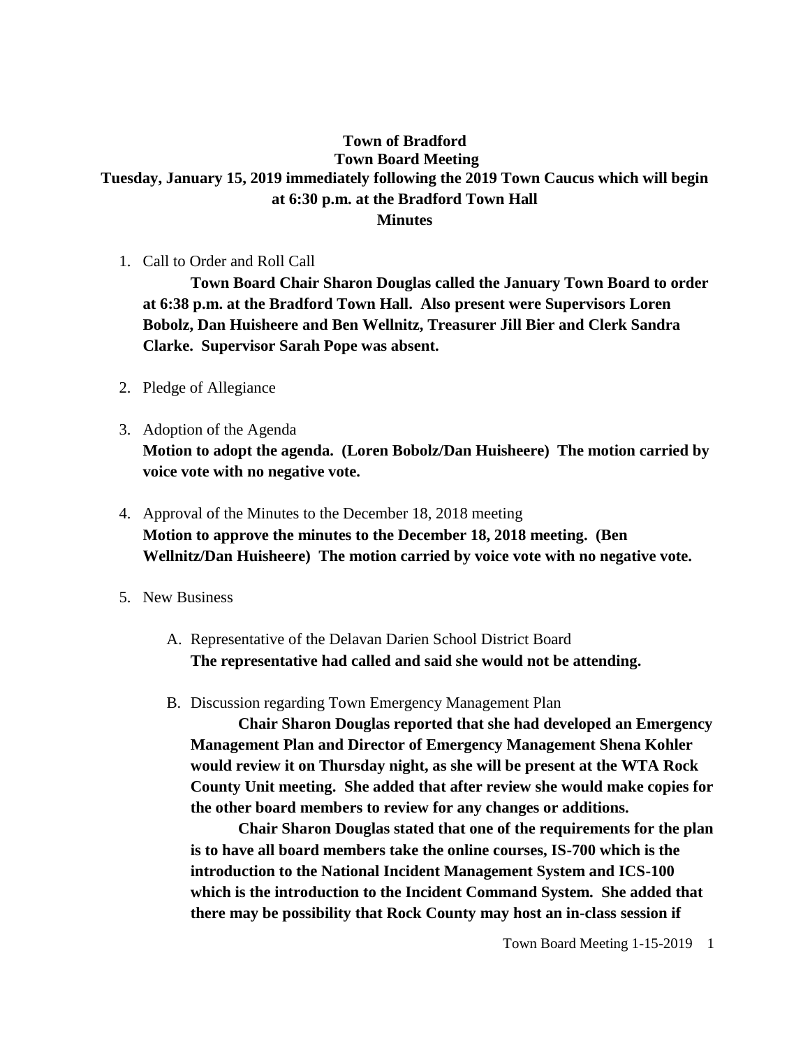**Town of Bradford**
**Town Board Meeting**
**Tuesday, January 15, 2019 immediately following the 2019 Town Caucus which will begin at 6:30 p.m. at the Bradford Town Hall**
**Minutes**

1. Call to Order and Roll Call

   **Town Board Chair Sharon Douglas called the January Town Board to order at 6:38 p.m. at the Bradford Town Hall. Also present were Supervisors Loren Bobolz, Dan Huisheere and Ben Wellnitz, Treasurer Jill Bier and Clerk Sandra Clarke. Supervisor Sarah Pope was absent.**

2. Pledge of Allegiance

3. Adoption of the Agenda

   **Motion to adopt the agenda. (Loren Bobolz/Dan Huisheere) The motion carried by voice vote with no negative vote.**

4. Approval of the Minutes to the December 18, 2018 meeting

   **Motion to approve the minutes to the December 18, 2018 meeting. (Ben Wellnitz/Dan Huisheere) The motion carried by voice vote with no negative vote.**

5. New Business

   A. Representative of the Delavan Darien School District Board

      **The representative had called and said she would not be attending.**

   B. Discussion regarding Town Emergency Management Plan

      **Chair Sharon Douglas reported that she had developed an Emergency Management Plan and Director of Emergency Management Shena Kohler would review it on Thursday night, as she will be present at the WTA Rock County Unit meeting. She added that after review she would make copies for the other board members to review for any changes or additions.**

      **Chair Sharon Douglas stated that one of the requirements for the plan is to have all board members take the online courses, IS-700 which is the introduction to the National Incident Management System and ICS-100 which is the introduction to the Incident Command System. She added that there may be possibility that Rock County may host an in-class session if**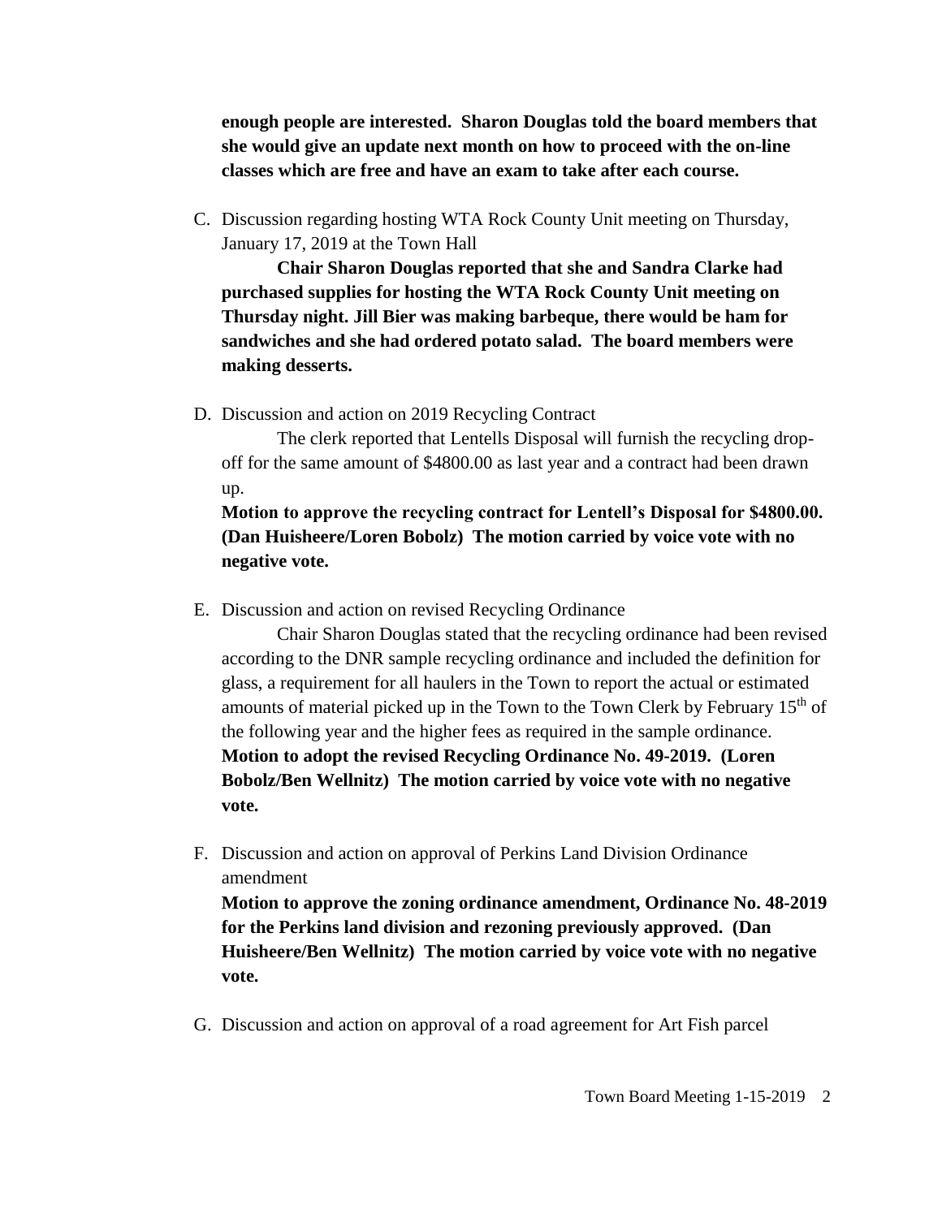**enough people are interested. Sharon Douglas told the board members that she would give an update next month on how to proceed with the on-line classes which are free and have an exam to take after each course.**

C. Discussion regarding hosting WTA Rock County Unit meeting on Thursday, January 17, 2019 at the Town Hall

    **Chair Sharon Douglas reported that she and Sandra Clarke had purchased supplies for hosting the WTA Rock County Unit meeting on Thursday night. Jill Bier was making barbeque, there would be ham for sandwiches and she had ordered potato salad. The board members were making desserts.**

D. Discussion and action on 2019 Recycling Contract

    The clerk reported that Lentells Disposal will furnish the recycling drop-off for the same amount of $4800.00 as last year and a contract had been drawn up.

    **Motion to approve the recycling contract for Lentell's Disposal for $4800.00. (Dan Huisheere/Loren Bobolz) The motion carried by voice vote with no negative vote.**

E. Discussion and action on revised Recycling Ordinance

    Chair Sharon Douglas stated that the recycling ordinance had been revised according to the DNR sample recycling ordinance and included the definition for glass, a requirement for all haulers in the Town to report the actual or estimated amounts of material picked up in the Town to the Town Clerk by February 15th of the following year and the higher fees as required in the sample ordinance.

    **Motion to adopt the revised Recycling Ordinance No. 49-2019. (Loren Bobolz/Ben Wellnitz) The motion carried by voice vote with no negative vote.**

F. Discussion and action on approval of Perkins Land Division Ordinance amendment

    **Motion to approve the zoning ordinance amendment, Ordinance No. 48-2019 for the Perkins land division and rezoning previously approved. (Dan Huisheere/Ben Wellnitz) The motion carried by voice vote with no negative vote.**

G. Discussion and action on approval of a road agreement for Art Fish parcel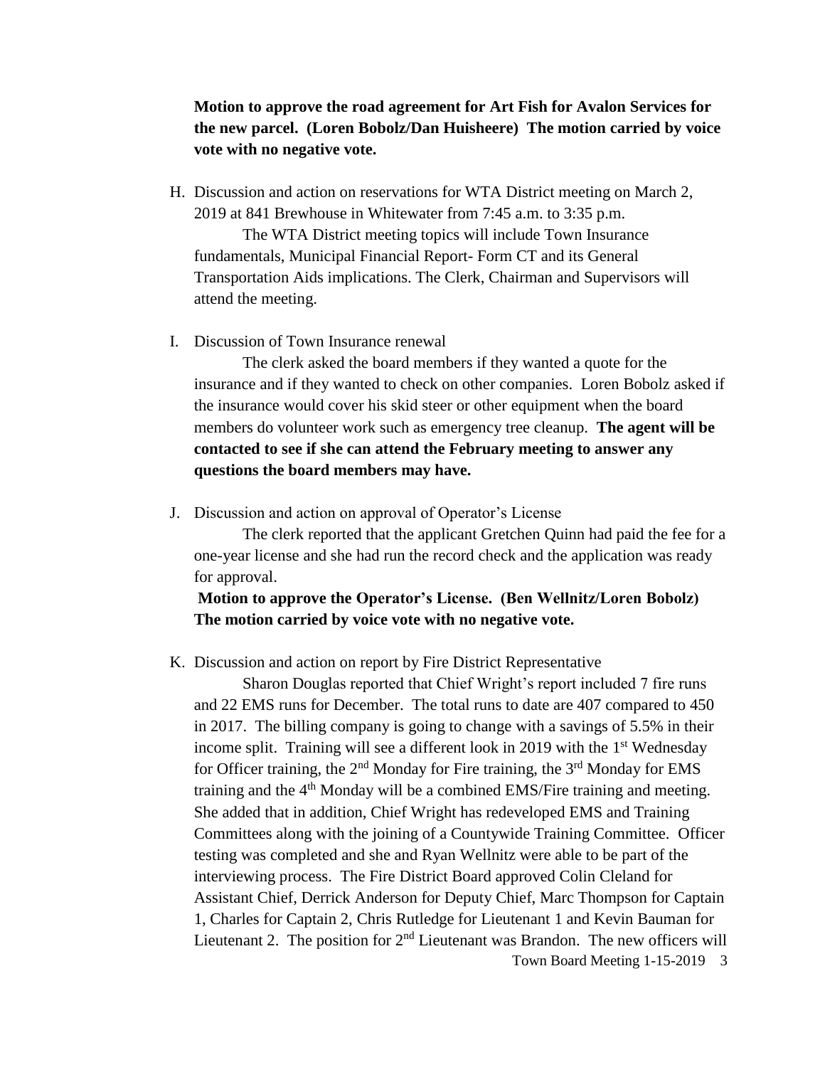**Motion to approve the road agreement for Art Fish for Avalon Services for the new parcel. (Loren Bobolz/Dan Huisheere) The motion carried by voice vote with no negative vote.**

H. Discussion and action on reservations for WTA District meeting on March 2, 2019 at 841 Brewhouse in Whitewater from 7:45 a.m. to 3:35 p.m.

   The WTA District meeting topics will include Town Insurance fundamentals, Municipal Financial Report- Form CT and its General Transportation Aids implications. The Clerk, Chairman and Supervisors will attend the meeting.

I. Discussion of Town Insurance renewal

   The clerk asked the board members if they wanted a quote for the insurance and if they wanted to check on other companies. Loren Bobolz asked if the insurance would cover his skid steer or other equipment when the board members do volunteer work such as emergency tree cleanup. **The agent will be contacted to see if she can attend the February meeting to answer any questions the board members may have.**

J. Discussion and action on approval of Operator's License

   The clerk reported that the applicant Gretchen Quinn had paid the fee for a one-year license and she had run the record check and the application was ready for approval.

   **Motion to approve the Operator's License. (Ben Wellnitz/Loren Bobolz) The motion carried by voice vote with no negative vote.**

K. Discussion and action on report by Fire District Representative

   Sharon Douglas reported that Chief Wright's report included 7 fire runs and 22 EMS runs for December. The total runs to date are 407 compared to 450 in 2017. The billing company is going to change with a savings of 5.5% in their income split. Training will see a different look in 2019 with the 1st Wednesday for Officer training, the 2nd Monday for Fire training, the 3rd Monday for EMS training and the 4th Monday will be a combined EMS/Fire training and meeting. She added that in addition, Chief Wright has redeveloped EMS and Training Committees along with the joining of a Countywide Training Committee. Officer testing was completed and she and Ryan Wellnitz were able to be part of the interviewing process. The Fire District Board approved Colin Cleland for Assistant Chief, Derrick Anderson for Deputy Chief, Marc Thompson for Captain 1, Charles for Captain 2, Chris Rutledge for Lieutenant 1 and Kevin Bauman for Lieutenant 2. The position for 2nd Lieutenant was Brandon. The new officers will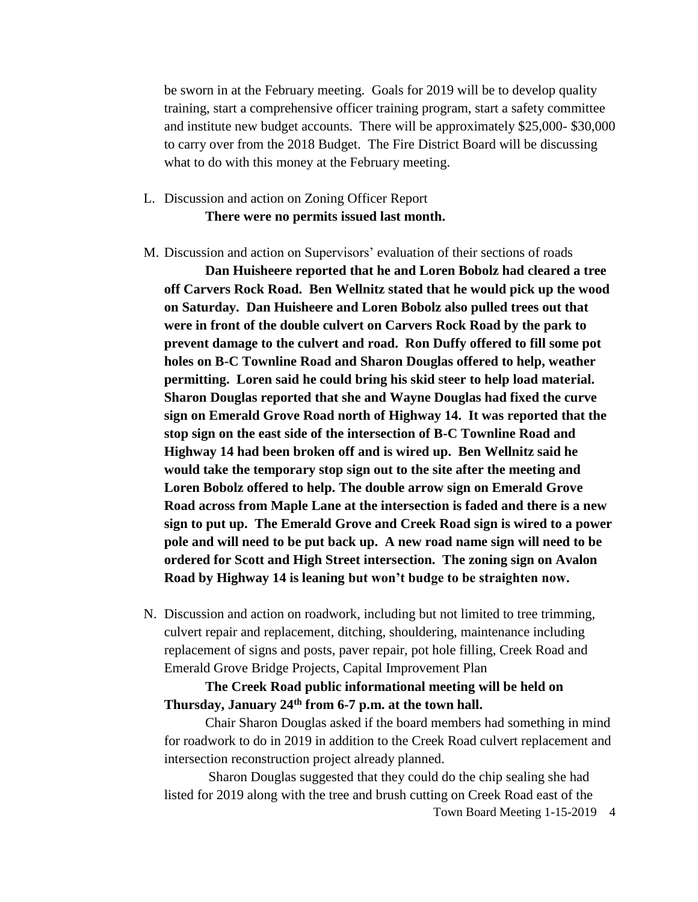be sworn in at the February meeting. Goals for 2019 will be to develop quality training, start a comprehensive officer training program, start a safety committee and institute new budget accounts. There will be approximately $25,000- $30,000 to carry over from the 2018 Budget. The Fire District Board will be discussing what to do with this money at the February meeting.

L. Discussion and action on Zoning Officer Report

**There were no permits issued last month.**

M. Discussion and action on Supervisors' evaluation of their sections of roads

**Dan Huisheere reported that he and Loren Bobolz had cleared a tree off Carvers Rock Road. Ben Wellnitz stated that he would pick up the wood on Saturday. Dan Huisheere and Loren Bobolz also pulled trees out that were in front of the double culvert on Carvers Rock Road by the park to prevent damage to the culvert and road. Ron Duffy offered to fill some pot holes on B-C Townline Road and Sharon Douglas offered to help, weather permitting. Loren said he could bring his skid steer to help load material. Sharon Douglas reported that she and Wayne Douglas had fixed the curve sign on Emerald Grove Road north of Highway 14. It was reported that the stop sign on the east side of the intersection of B-C Townline Road and Highway 14 had been broken off and is wired up. Ben Wellnitz said he would take the temporary stop sign out to the site after the meeting and Loren Bobolz offered to help. The double arrow sign on Emerald Grove Road across from Maple Lane at the intersection is faded and there is a new sign to put up. The Emerald Grove and Creek Road sign is wired to a power pole and will need to be put back up. A new road name sign will need to be ordered for Scott and High Street intersection. The zoning sign on Avalon Road by Highway 14 is leaning but won't budge to be straighten now.**

N. Discussion and action on roadwork, including but not limited to tree trimming, culvert repair and replacement, ditching, shouldering, maintenance including replacement of signs and posts, paver repair, pot hole filling, Creek Road and Emerald Grove Bridge Projects, Capital Improvement Plan

**The Creek Road public informational meeting will be held on Thursday, January 24th from 6-7 p.m. at the town hall.**

Chair Sharon Douglas asked if the board members had something in mind for roadwork to do in 2019 in addition to the Creek Road culvert replacement and intersection reconstruction project already planned.

Sharon Douglas suggested that they could do the chip sealing she had listed for 2019 along with the tree and brush cutting on Creek Road east of the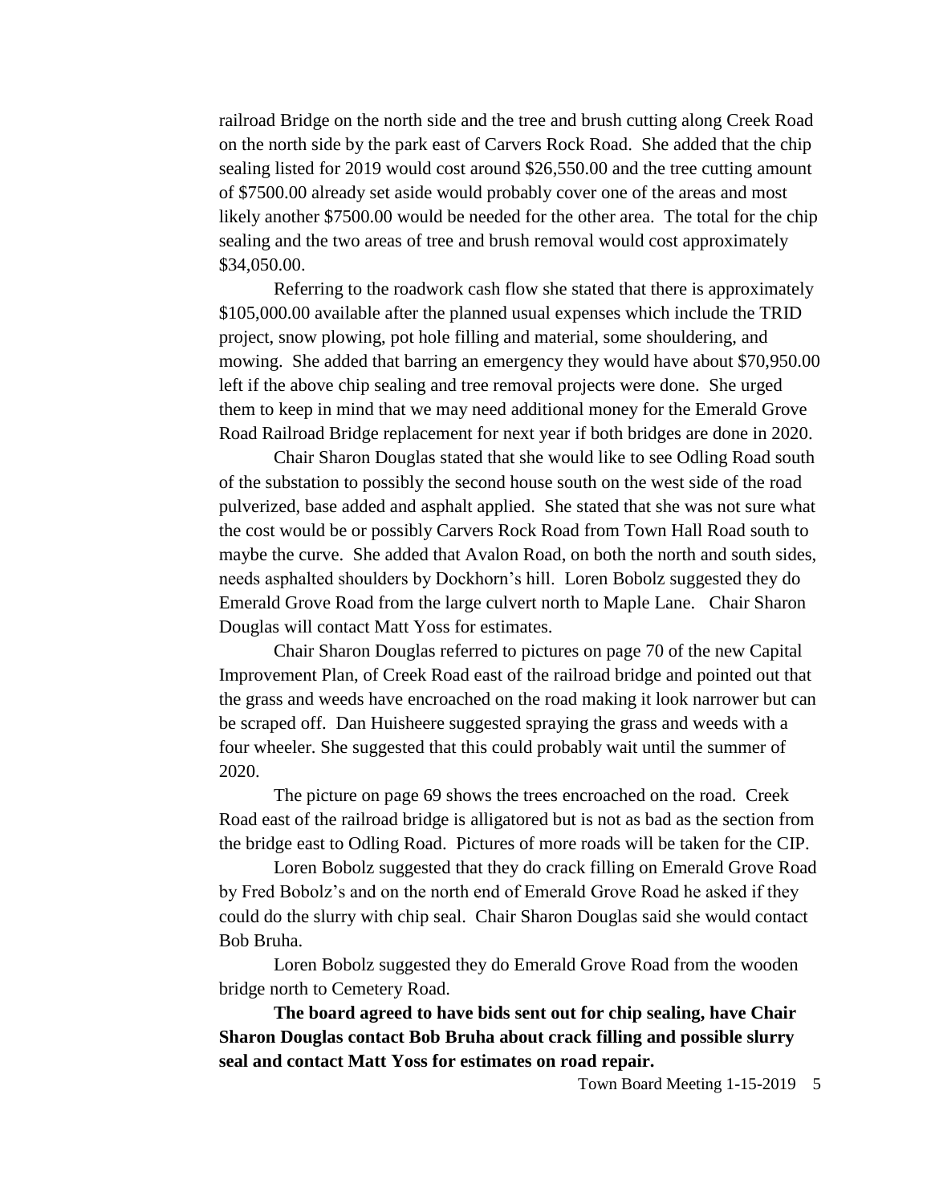railroad Bridge on the north side and the tree and brush cutting along Creek Road on the north side by the park east of Carvers Rock Road. She added that the chip sealing listed for 2019 would cost around $26,550.00 and the tree cutting amount of $7500.00 already set aside would probably cover one of the areas and most likely another $7500.00 would be needed for the other area. The total for the chip sealing and the two areas of tree and brush removal would cost approximately $34,050.00.

Referring to the roadwork cash flow she stated that there is approximately $105,000.00 available after the planned usual expenses which include the TRID project, snow plowing, pot hole filling and material, some shouldering, and mowing. She added that barring an emergency they would have about $70,950.00 left if the above chip sealing and tree removal projects were done. She urged them to keep in mind that we may need additional money for the Emerald Grove Road Railroad Bridge replacement for next year if both bridges are done in 2020.

Chair Sharon Douglas stated that she would like to see Odling Road south of the substation to possibly the second house south on the west side of the road pulverized, base added and asphalt applied. She stated that she was not sure what the cost would be or possibly Carvers Rock Road from Town Hall Road south to maybe the curve. She added that Avalon Road, on both the north and south sides, needs asphalted shoulders by Dockhorn's hill. Loren Bobolz suggested they do Emerald Grove Road from the large culvert north to Maple Lane. Chair Sharon Douglas will contact Matt Yoss for estimates.

Chair Sharon Douglas referred to pictures on page 70 of the new Capital Improvement Plan, of Creek Road east of the railroad bridge and pointed out that the grass and weeds have encroached on the road making it look narrower but can be scraped off. Dan Huisheere suggested spraying the grass and weeds with a four wheeler. She suggested that this could probably wait until the summer of 2020.

The picture on page 69 shows the trees encroached on the road. Creek Road east of the railroad bridge is alligatored but is not as bad as the section from the bridge east to Odling Road. Pictures of more roads will be taken for the CIP.

Loren Bobolz suggested that they do crack filling on Emerald Grove Road by Fred Bobolz's and on the north end of Emerald Grove Road he asked if they could do the slurry with chip seal. Chair Sharon Douglas said she would contact Bob Bruha.

Loren Bobolz suggested they do Emerald Grove Road from the wooden bridge north to Cemetery Road.

**The board agreed to have bids sent out for chip sealing, have Chair Sharon Douglas contact Bob Bruha about crack filling and possible slurry seal and contact Matt Yoss for estimates on road repair.**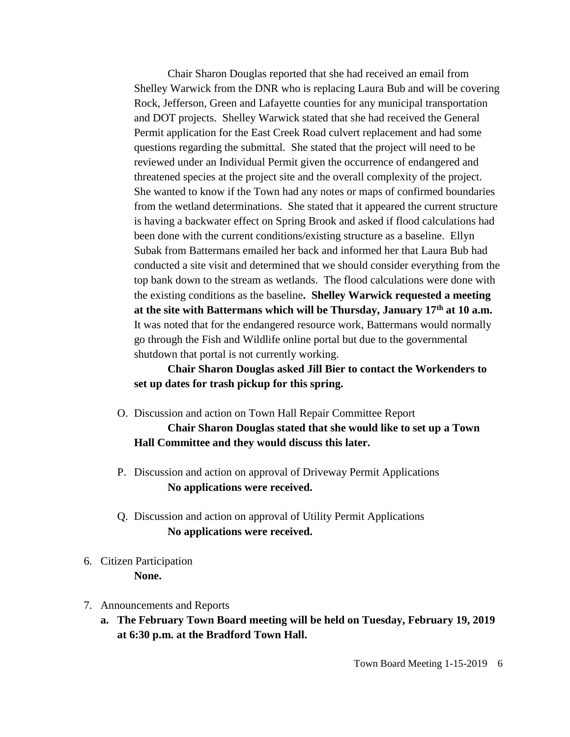Chair Sharon Douglas reported that she had received an email from Shelley Warwick from the DNR who is replacing Laura Bub and will be covering Rock, Jefferson, Green and Lafayette counties for any municipal transportation and DOT projects. Shelley Warwick stated that she had received the General Permit application for the East Creek Road culvert replacement and had some questions regarding the submittal. She stated that the project will need to be reviewed under an Individual Permit given the occurrence of endangered and threatened species at the project site and the overall complexity of the project. She wanted to know if the Town had any notes or maps of confirmed boundaries from the wetland determinations. She stated that it appeared the current structure is having a backwater effect on Spring Brook and asked if flood calculations had been done with the current conditions/existing structure as a baseline. Ellyn Subak from Battermans emailed her back and informed her that Laura Bub had conducted a site visit and determined that we should consider everything from the top bank down to the stream as wetlands. The flood calculations were done with the existing conditions as the baseline**. Shelley Warwick requested a meeting at the site with Battermans which will be Thursday, January 17th at 10 a.m.** It was noted that for the endangered resource work, Battermans would normally go through the Fish and Wildlife online portal but due to the governmental shutdown that portal is not currently working.

**Chair Sharon Douglas asked Jill Bier to contact the Workenders to set up dates for trash pickup for this spring.**

O. Discussion and action on Town Hall Repair Committee Report

**Chair Sharon Douglas stated that she would like to set up a Town Hall Committee and they would discuss this later.**

P. Discussion and action on approval of Driveway Permit Applications

**No applications were received.**

Q. Discussion and action on approval of Utility Permit Applications

**No applications were received.**

6. Citizen Participation

**None.**

7. Announcements and Reports

   **a. The February Town Board meeting will be held on Tuesday, February 19, 2019 at 6:30 p.m. at the Bradford Town Hall.**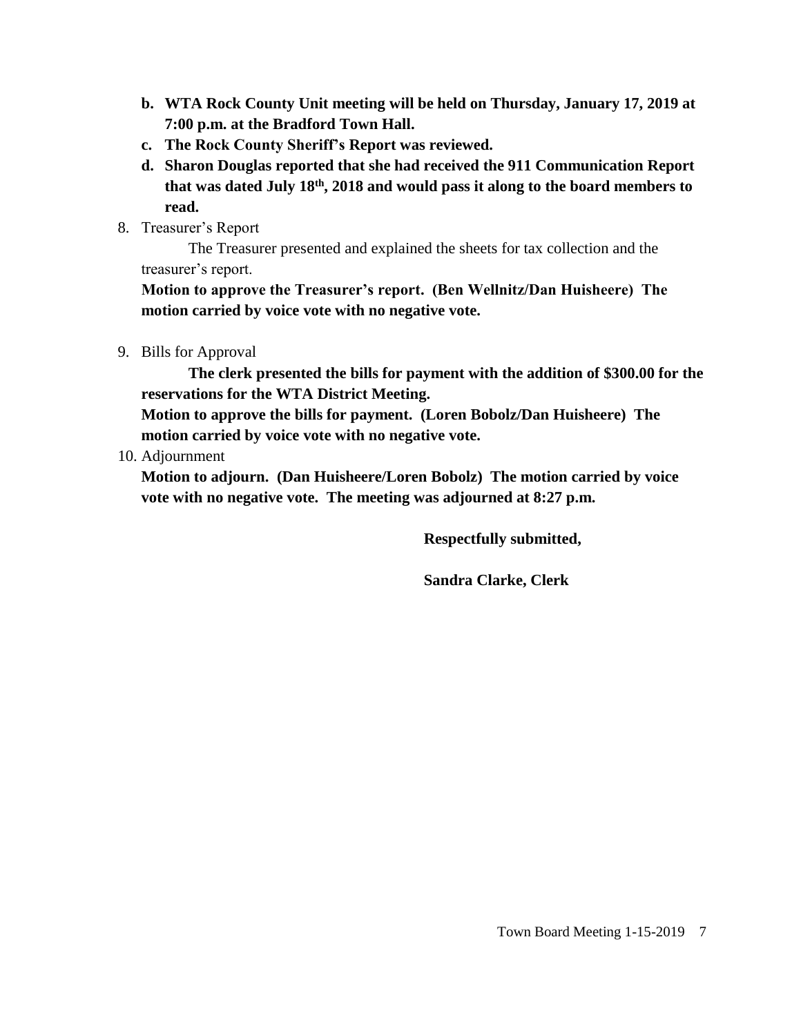b. **WTA Rock County Unit meeting will be held on Thursday, January 17, 2019 at 7:00 p.m. at the Bradford Town Hall.**
c. **The Rock County Sheriff's Report was reviewed.**
d. **Sharon Douglas reported that she had received the 911 Communication Report that was dated July 18th, 2018 and would pass it along to the board members to read.**

8. Treasurer's Report

   The Treasurer presented and explained the sheets for tax collection and the treasurer's report.

   **Motion to approve the Treasurer's report. (Ben Wellnitz/Dan Huisheere) The motion carried by voice vote with no negative vote.**

9. Bills for Approval

   **The clerk presented the bills for payment with the addition of $300.00 for the reservations for the WTA District Meeting.**

   **Motion to approve the bills for payment. (Loren Bobolz/Dan Huisheere) The motion carried by voice vote with no negative vote.**

10. Adjournment

    **Motion to adjourn. (Dan Huisheere/Loren Bobolz) The motion carried by voice vote with no negative vote. The meeting was adjourned at 8:27 p.m.**

**Respectfully submitted,**

**Sandra Clarke, Clerk**